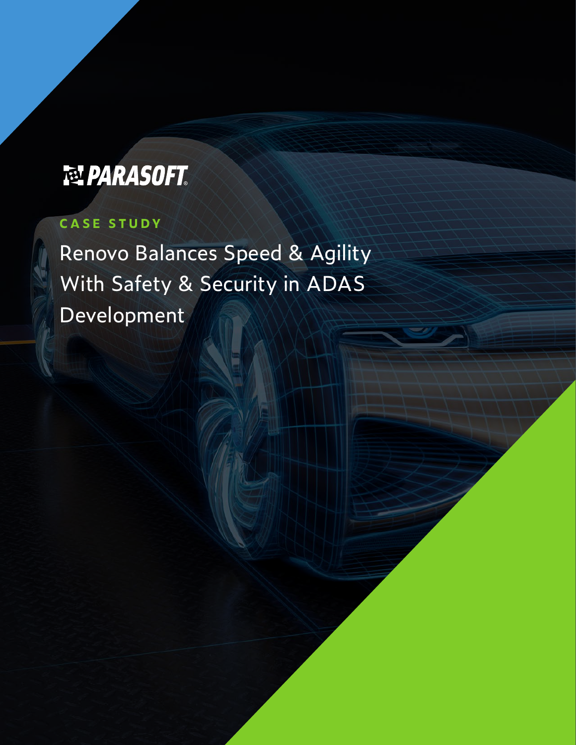PARASOFT

CASE STUDY

# Renovo Balances Speed & Agility With Safety & Security in ADAS Development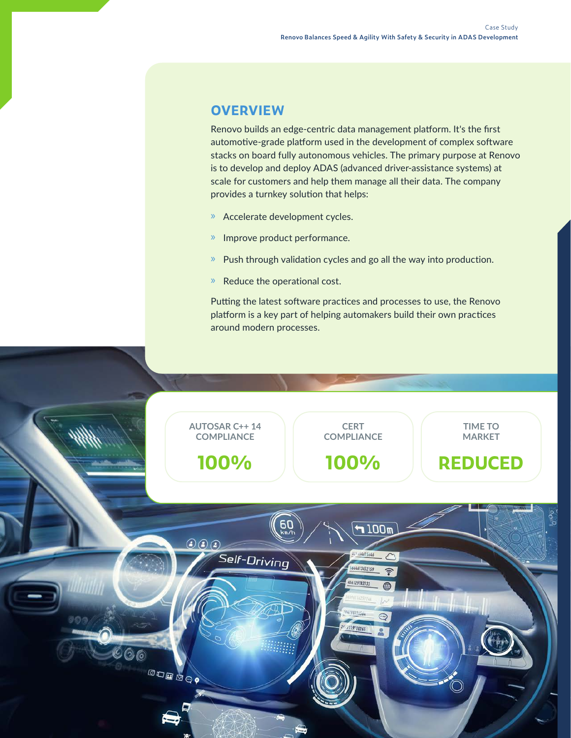## OVERVIEW

Renovo builds an edge-centric data management platform. It's the first automotive-grade platform used in the development of complex software stacks on board fully autonomous vehicles. The primary purpose at Renovo is to develop and deploy ADAS (advanced driver-assistance systems) at scale for customers and help them manage all their data. The company provides a turnkey solution that helps:

- Accelerate development cycles.
- Improve product performance.
- Push through validation cycles and go all the way into production.
- Reduce the operational cost.

Putting the latest software practices and processes to use, the Renovo platform is a key part of helping automakers build their own practices around modern processes.

| AUTOSAR C++ 14 COMPLIANCE | CERT COMPLIANCE | TIME TO MARKET |
|---|---|---|
| **100%** | **100%** | **REDUCED** |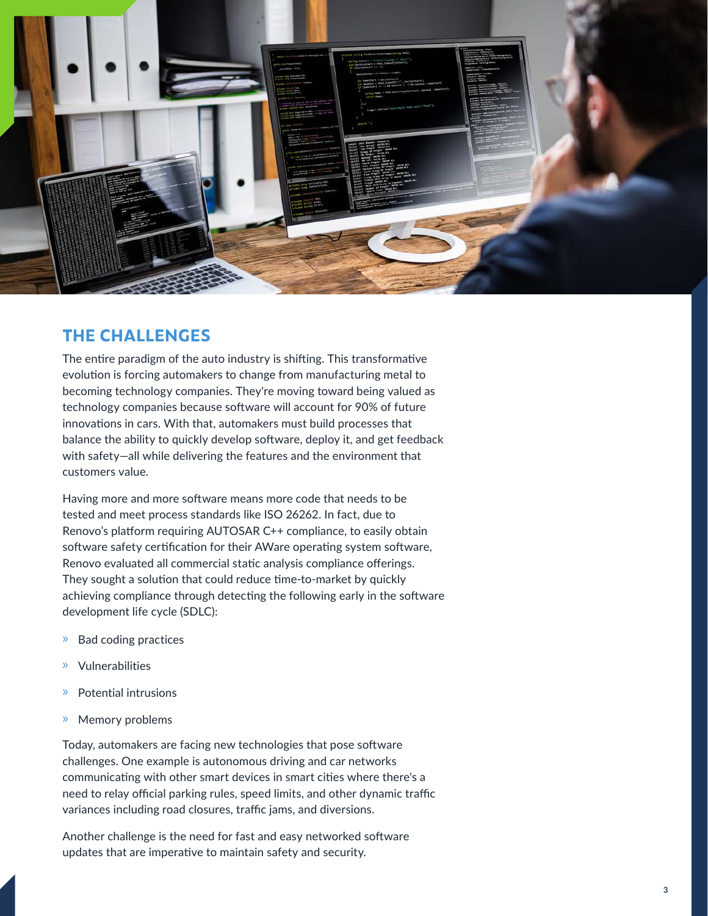## THE CHALLENGES

The entire paradigm of the auto industry is shifting. This transformative evolution is forcing automakers to change from manufacturing metal to becoming technology companies. They're moving toward being valued as technology companies because software will account for 90% of future innovations in cars. With that, automakers must build processes that balance the ability to quickly develop software, deploy it, and get feedback with safety—all while delivering the features and the environment that customers value.

Having more and more software means more code that needs to be tested and meet process standards like ISO 26262. In fact, due to Renovo's platform requiring AUTOSAR C++ compliance, to easily obtain software safety certification for their AWare operating system software, Renovo evaluated all commercial static analysis compliance offerings. They sought a solution that could reduce time-to-market by quickly achieving compliance through detecting the following early in the software development life cycle (SDLC):

- Bad coding practices
- Vulnerabilities
- Potential intrusions
- Memory problems

Today, automakers are facing new technologies that pose software challenges. One example is autonomous driving and car networks communicating with other smart devices in smart cities where there's a need to relay official parking rules, speed limits, and other dynamic traffic variances including road closures, traffic jams, and diversions.

Another challenge is the need for fast and easy networked software updates that are imperative to maintain safety and security.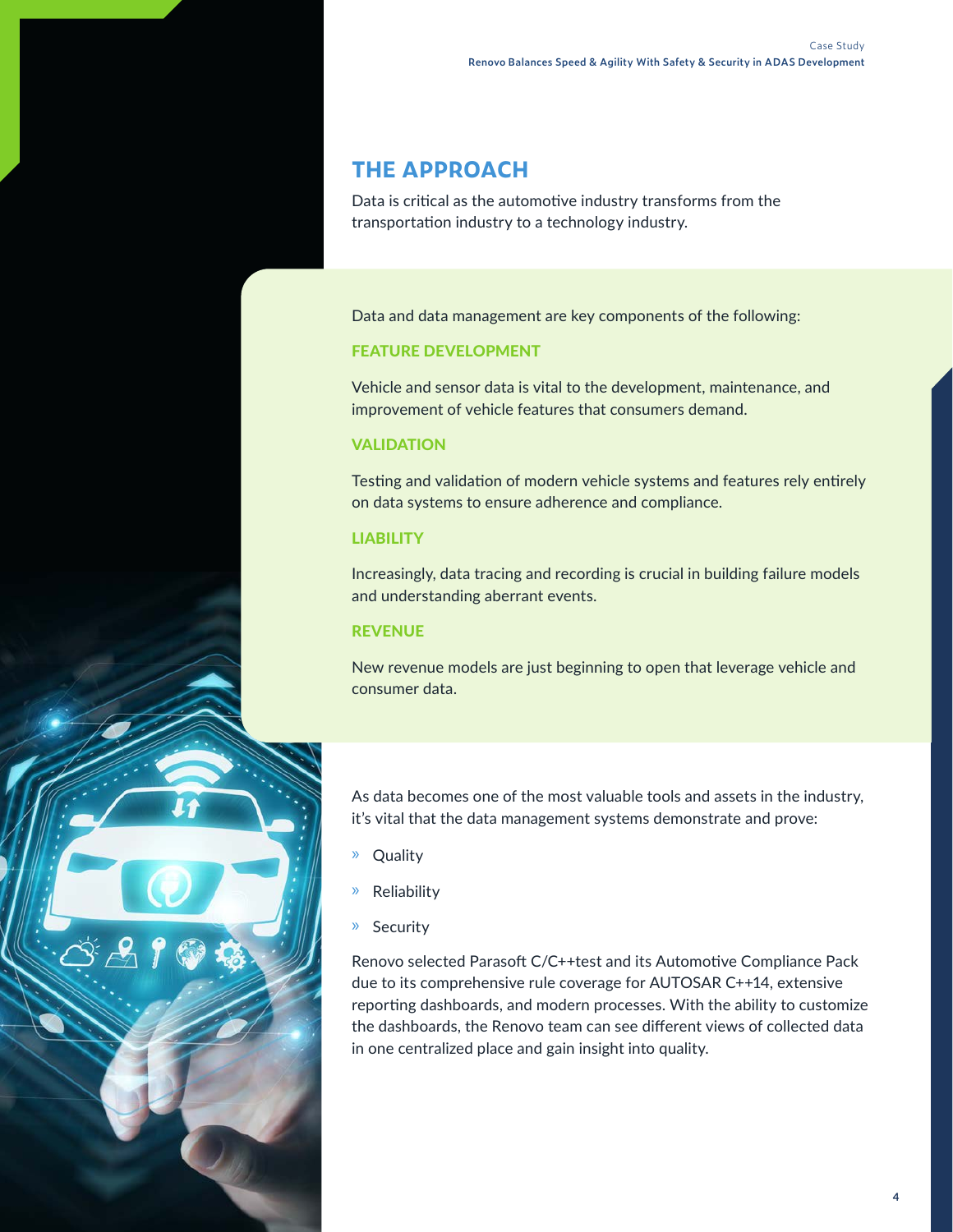## THE APPROACH

Data is critical as the automotive industry transforms from the transportation industry to a technology industry.

Data and data management are key components of the following:

### FEATURE DEVELOPMENT

Vehicle and sensor data is vital to the development, maintenance, and improvement of vehicle features that consumers demand.

### VALIDATION

Testing and validation of modern vehicle systems and features rely entirely on data systems to ensure adherence and compliance.

### LIABILITY

Increasingly, data tracing and recording is crucial in building failure models and understanding aberrant events.

### REVENUE

New revenue models are just beginning to open that leverage vehicle and consumer data.

As data becomes one of the most valuable tools and assets in the industry, it's vital that the data management systems demonstrate and prove:

- Quality
- Reliability
- Security

Renovo selected Parasoft C/C++test and its Automotive Compliance Pack due to its comprehensive rule coverage for AUTOSAR C++14, extensive reporting dashboards, and modern processes. With the ability to customize the dashboards, the Renovo team can see different views of collected data in one centralized place and gain insight into quality.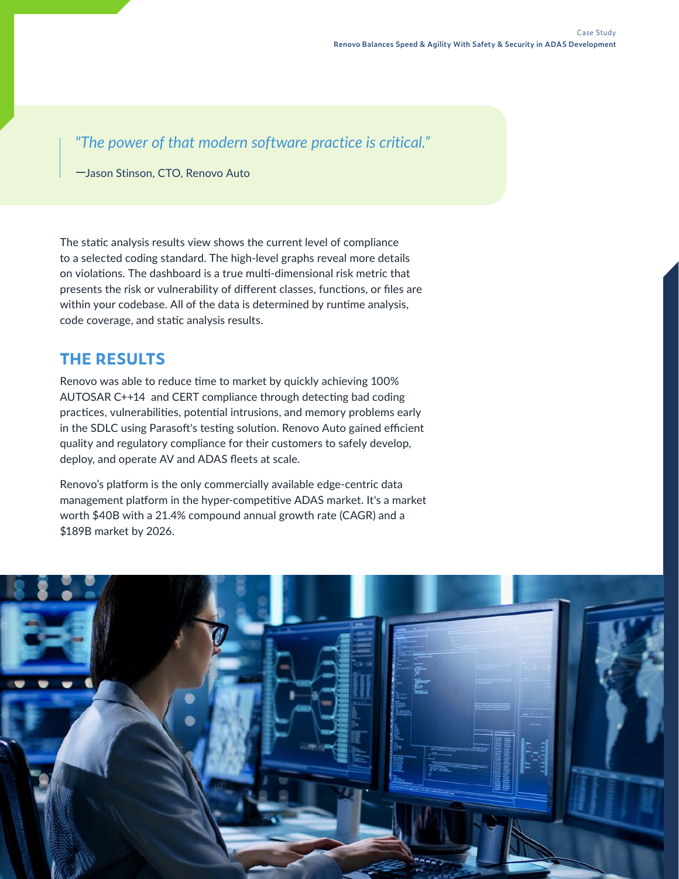> *"The power of that modern software practice is critical."*
>
> —Jason Stinson, CTO, Renovo Auto

The static analysis results view shows the current level of compliance to a selected coding standard. The high-level graphs reveal more details on violations. The dashboard is a true multi-dimensional risk metric that presents the risk or vulnerability of different classes, functions, or files are within your codebase. All of the data is determined by runtime analysis, code coverage, and static analysis results.

## THE RESULTS

Renovo was able to reduce time to market by quickly achieving 100% AUTOSAR C++14 and CERT compliance through detecting bad coding practices, vulnerabilities, potential intrusions, and memory problems early in the SDLC using Parasoft's testing solution. Renovo Auto gained efficient quality and regulatory compliance for their customers to safely develop, deploy, and operate AV and ADAS fleets at scale.

Renovo's platform is the only commercially available edge-centric data management platform in the hyper-competitive ADAS market. It's a market worth $40B with a 21.4% compound annual growth rate (CAGR) and a $189B market by 2026.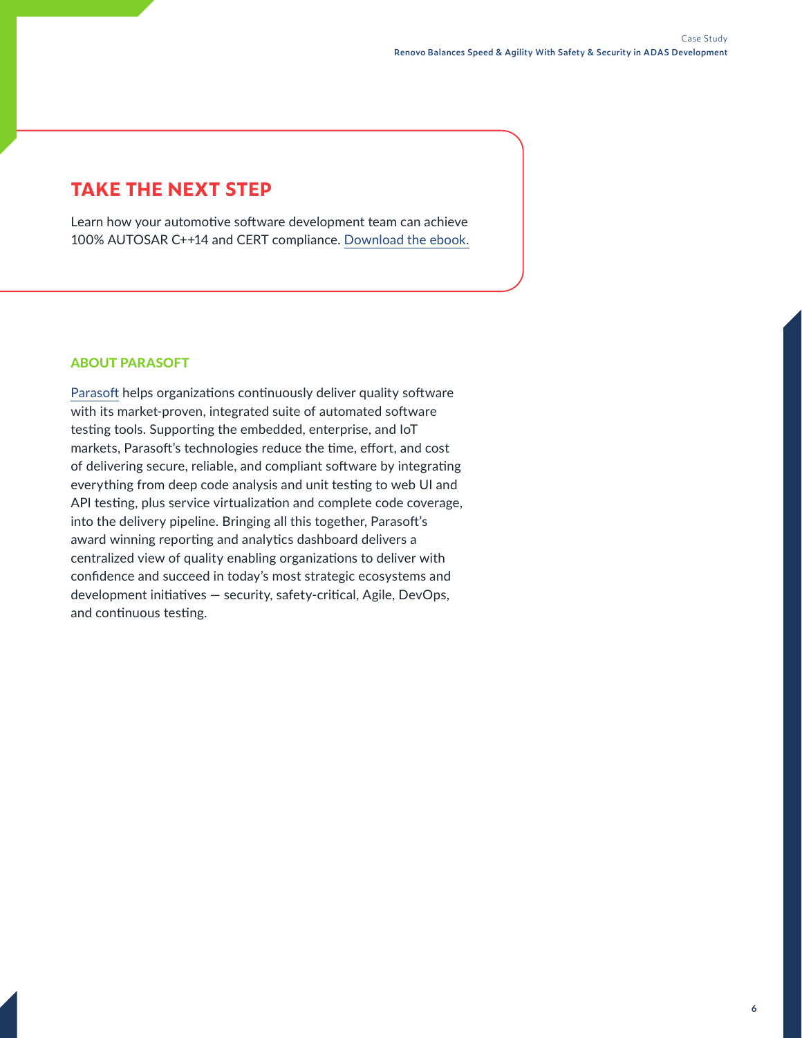## TAKE THE NEXT STEP

Learn how your automotive software development team can achieve 100% AUTOSAR C++14 and CERT compliance. Download the ebook.

### ABOUT PARASOFT

Parasoft helps organizations continuously deliver quality software with its market-proven, integrated suite of automated software testing tools. Supporting the embedded, enterprise, and IoT markets, Parasoft's technologies reduce the time, effort, and cost of delivering secure, reliable, and compliant software by integrating everything from deep code analysis and unit testing to web UI and API testing, plus service virtualization and complete code coverage, into the delivery pipeline. Bringing all this together, Parasoft's award winning reporting and analytics dashboard delivers a centralized view of quality enabling organizations to deliver with confidence and succeed in today's most strategic ecosystems and development initiatives — security, safety-critical, Agile, DevOps, and continuous testing.